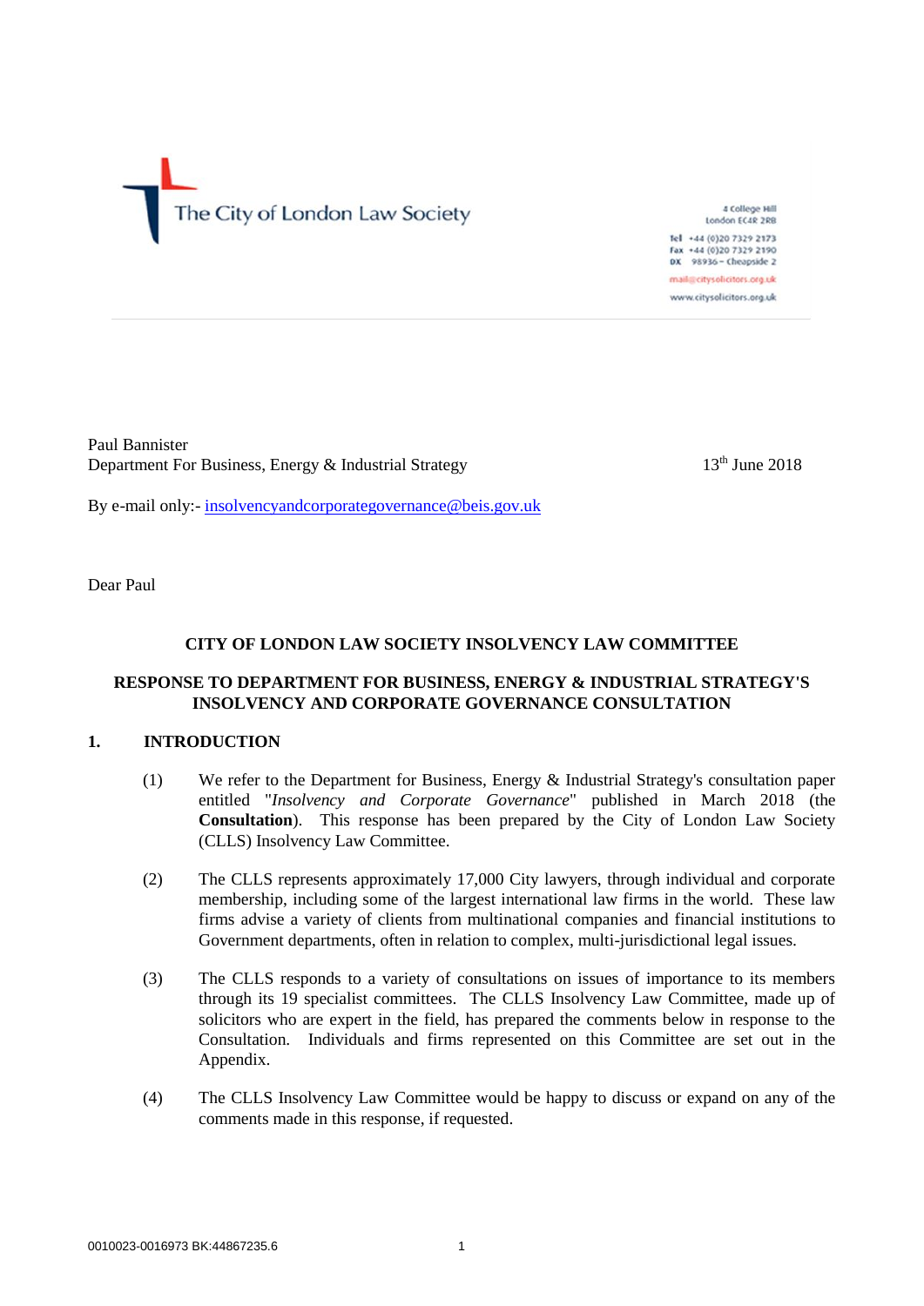The City of London Law Society

4 College Hill
London EC4R 2RB

Tel +44 (0)20 7329 2173
Fax +44 (0)20 7329 2190
DX 98936 – Cheapside 2

mail@citysolicitors.org.uk
www.citysolicitors.org.uk

Paul Bannister
Department For Business, Energy & Industrial Strategy

13th June 2018

By e-mail only:- insolvencyandcorporategovernance@beis.gov.uk

Dear Paul

**CITY OF LONDON LAW SOCIETY INSOLVENCY LAW COMMITTEE**

**RESPONSE TO DEPARTMENT FOR BUSINESS, ENERGY & INDUSTRIAL STRATEGY'S INSOLVENCY AND CORPORATE GOVERNANCE CONSULTATION**

## 1. INTRODUCTION

(1) We refer to the Department for Business, Energy & Industrial Strategy's consultation paper entitled "*Insolvency and Corporate Governance*" published in March 2018 (the **Consultation**). This response has been prepared by the City of London Law Society (CLLS) Insolvency Law Committee.

(2) The CLLS represents approximately 17,000 City lawyers, through individual and corporate membership, including some of the largest international law firms in the world. These law firms advise a variety of clients from multinational companies and financial institutions to Government departments, often in relation to complex, multi-jurisdictional legal issues.

(3) The CLLS responds to a variety of consultations on issues of importance to its members through its 19 specialist committees. The CLLS Insolvency Law Committee, made up of solicitors who are expert in the field, has prepared the comments below in response to the Consultation. Individuals and firms represented on this Committee are set out in the Appendix.

(4) The CLLS Insolvency Law Committee would be happy to discuss or expand on any of the comments made in this response, if requested.

0010023-0016973 BK:44867235.6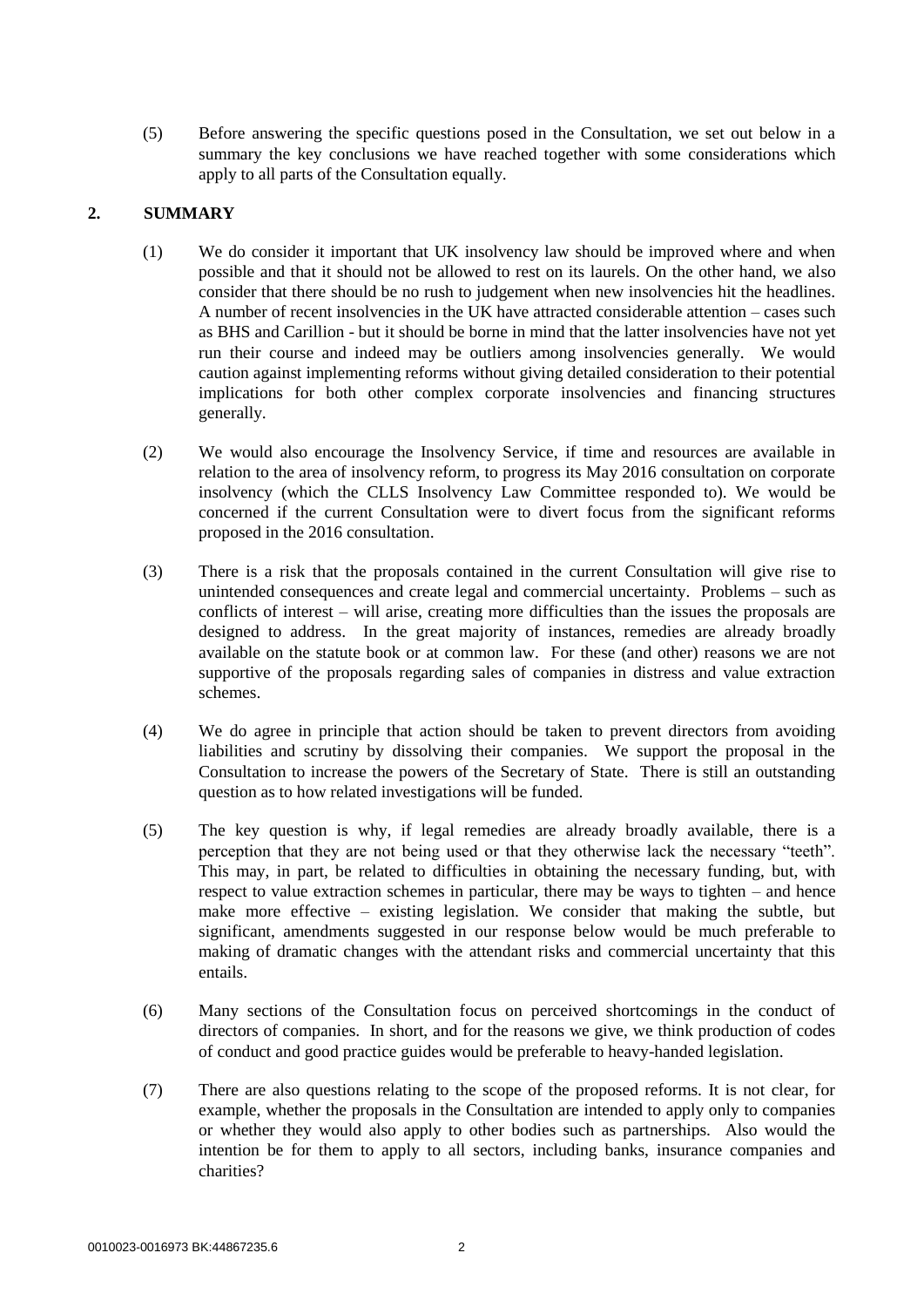(5) Before answering the specific questions posed in the Consultation, we set out below in a summary the key conclusions we have reached together with some considerations which apply to all parts of the Consultation equally.

## 2. SUMMARY

(1) We do consider it important that UK insolvency law should be improved where and when possible and that it should not be allowed to rest on its laurels. On the other hand, we also consider that there should be no rush to judgement when new insolvencies hit the headlines. A number of recent insolvencies in the UK have attracted considerable attention – cases such as BHS and Carillion - but it should be borne in mind that the latter insolvencies have not yet run their course and indeed may be outliers among insolvencies generally. We would caution against implementing reforms without giving detailed consideration to their potential implications for both other complex corporate insolvencies and financing structures generally.

(2) We would also encourage the Insolvency Service, if time and resources are available in relation to the area of insolvency reform, to progress its May 2016 consultation on corporate insolvency (which the CLLS Insolvency Law Committee responded to). We would be concerned if the current Consultation were to divert focus from the significant reforms proposed in the 2016 consultation.

(3) There is a risk that the proposals contained in the current Consultation will give rise to unintended consequences and create legal and commercial uncertainty. Problems – such as conflicts of interest – will arise, creating more difficulties than the issues the proposals are designed to address. In the great majority of instances, remedies are already broadly available on the statute book or at common law. For these (and other) reasons we are not supportive of the proposals regarding sales of companies in distress and value extraction schemes.

(4) We do agree in principle that action should be taken to prevent directors from avoiding liabilities and scrutiny by dissolving their companies. We support the proposal in the Consultation to increase the powers of the Secretary of State. There is still an outstanding question as to how related investigations will be funded.

(5) The key question is why, if legal remedies are already broadly available, there is a perception that they are not being used or that they otherwise lack the necessary "teeth". This may, in part, be related to difficulties in obtaining the necessary funding, but, with respect to value extraction schemes in particular, there may be ways to tighten – and hence make more effective – existing legislation. We consider that making the subtle, but significant, amendments suggested in our response below would be much preferable to making of dramatic changes with the attendant risks and commercial uncertainty that this entails.

(6) Many sections of the Consultation focus on perceived shortcomings in the conduct of directors of companies. In short, and for the reasons we give, we think production of codes of conduct and good practice guides would be preferable to heavy-handed legislation.

(7) There are also questions relating to the scope of the proposed reforms. It is not clear, for example, whether the proposals in the Consultation are intended to apply only to companies or whether they would also apply to other bodies such as partnerships. Also would the intention be for them to apply to all sectors, including banks, insurance companies and charities?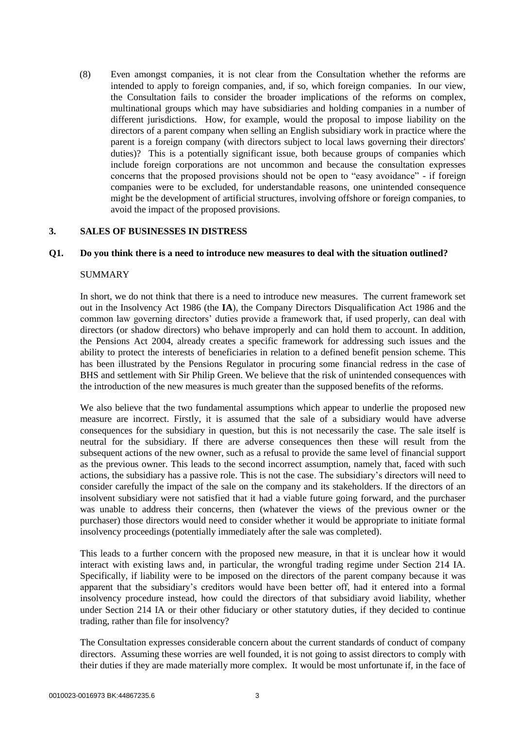(8) Even amongst companies, it is not clear from the Consultation whether the reforms are intended to apply to foreign companies, and, if so, which foreign companies. In our view, the Consultation fails to consider the broader implications of the reforms on complex, multinational groups which may have subsidiaries and holding companies in a number of different jurisdictions. How, for example, would the proposal to impose liability on the directors of a parent company when selling an English subsidiary work in practice where the parent is a foreign company (with directors subject to local laws governing their directors' duties)? This is a potentially significant issue, both because groups of companies which include foreign corporations are not uncommon and because the consultation expresses concerns that the proposed provisions should not be open to "easy avoidance" - if foreign companies were to be excluded, for understandable reasons, one unintended consequence might be the development of artificial structures, involving offshore or foreign companies, to avoid the impact of the proposed provisions.

## 3. SALES OF BUSINESSES IN DISTRESS

### Q1. Do you think there is a need to introduce new measures to deal with the situation outlined?

SUMMARY

In short, we do not think that there is a need to introduce new measures. The current framework set out in the Insolvency Act 1986 (the **IA**), the Company Directors Disqualification Act 1986 and the common law governing directors' duties provide a framework that, if used properly, can deal with directors (or shadow directors) who behave improperly and can hold them to account. In addition, the Pensions Act 2004, already creates a specific framework for addressing such issues and the ability to protect the interests of beneficiaries in relation to a defined benefit pension scheme. This has been illustrated by the Pensions Regulator in procuring some financial redress in the case of BHS and settlement with Sir Philip Green. We believe that the risk of unintended consequences with the introduction of the new measures is much greater than the supposed benefits of the reforms.

We also believe that the two fundamental assumptions which appear to underlie the proposed new measure are incorrect. Firstly, it is assumed that the sale of a subsidiary would have adverse consequences for the subsidiary in question, but this is not necessarily the case. The sale itself is neutral for the subsidiary. If there are adverse consequences then these will result from the subsequent actions of the new owner, such as a refusal to provide the same level of financial support as the previous owner. This leads to the second incorrect assumption, namely that, faced with such actions, the subsidiary has a passive role. This is not the case. The subsidiary's directors will need to consider carefully the impact of the sale on the company and its stakeholders. If the directors of an insolvent subsidiary were not satisfied that it had a viable future going forward, and the purchaser was unable to address their concerns, then (whatever the views of the previous owner or the purchaser) those directors would need to consider whether it would be appropriate to initiate formal insolvency proceedings (potentially immediately after the sale was completed).

This leads to a further concern with the proposed new measure, in that it is unclear how it would interact with existing laws and, in particular, the wrongful trading regime under Section 214 IA. Specifically, if liability were to be imposed on the directors of the parent company because it was apparent that the subsidiary's creditors would have been better off, had it entered into a formal insolvency procedure instead, how could the directors of that subsidiary avoid liability, whether under Section 214 IA or their other fiduciary or other statutory duties, if they decided to continue trading, rather than file for insolvency?

The Consultation expresses considerable concern about the current standards of conduct of company directors. Assuming these worries are well founded, it is not going to assist directors to comply with their duties if they are made materially more complex. It would be most unfortunate if, in the face of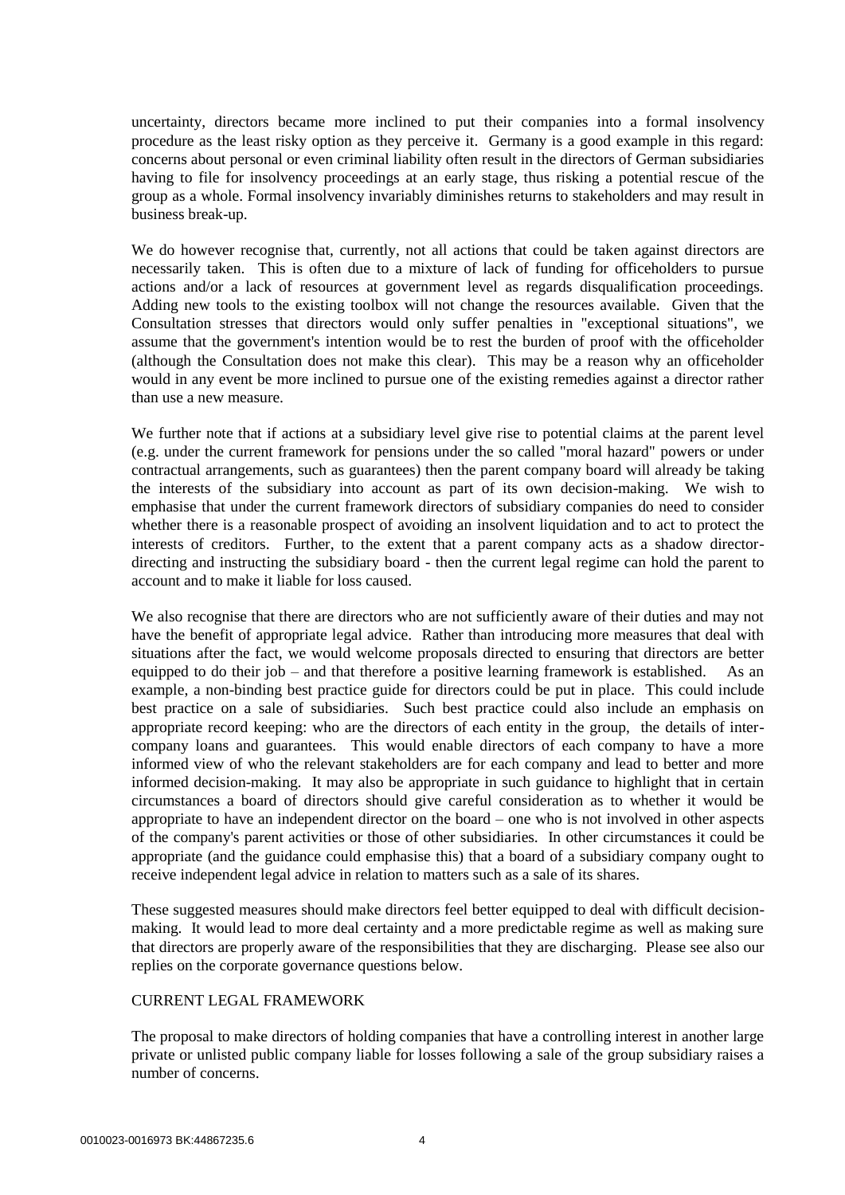uncertainty, directors became more inclined to put their companies into a formal insolvency procedure as the least risky option as they perceive it. Germany is a good example in this regard: concerns about personal or even criminal liability often result in the directors of German subsidiaries having to file for insolvency proceedings at an early stage, thus risking a potential rescue of the group as a whole. Formal insolvency invariably diminishes returns to stakeholders and may result in business break-up.

We do however recognise that, currently, not all actions that could be taken against directors are necessarily taken. This is often due to a mixture of lack of funding for officeholders to pursue actions and/or a lack of resources at government level as regards disqualification proceedings. Adding new tools to the existing toolbox will not change the resources available. Given that the Consultation stresses that directors would only suffer penalties in "exceptional situations", we assume that the government's intention would be to rest the burden of proof with the officeholder (although the Consultation does not make this clear). This may be a reason why an officeholder would in any event be more inclined to pursue one of the existing remedies against a director rather than use a new measure.

We further note that if actions at a subsidiary level give rise to potential claims at the parent level (e.g. under the current framework for pensions under the so called "moral hazard" powers or under contractual arrangements, such as guarantees) then the parent company board will already be taking the interests of the subsidiary into account as part of its own decision-making. We wish to emphasise that under the current framework directors of subsidiary companies do need to consider whether there is a reasonable prospect of avoiding an insolvent liquidation and to act to protect the interests of creditors. Further, to the extent that a parent company acts as a shadow director-directing and instructing the subsidiary board - then the current legal regime can hold the parent to account and to make it liable for loss caused.

We also recognise that there are directors who are not sufficiently aware of their duties and may not have the benefit of appropriate legal advice. Rather than introducing more measures that deal with situations after the fact, we would welcome proposals directed to ensuring that directors are better equipped to do their job – and that therefore a positive learning framework is established. As an example, a non-binding best practice guide for directors could be put in place. This could include best practice on a sale of subsidiaries. Such best practice could also include an emphasis on appropriate record keeping: who are the directors of each entity in the group, the details of inter-company loans and guarantees. This would enable directors of each company to have a more informed view of who the relevant stakeholders are for each company and lead to better and more informed decision-making. It may also be appropriate in such guidance to highlight that in certain circumstances a board of directors should give careful consideration as to whether it would be appropriate to have an independent director on the board – one who is not involved in other aspects of the company's parent activities or those of other subsidiaries. In other circumstances it could be appropriate (and the guidance could emphasise this) that a board of a subsidiary company ought to receive independent legal advice in relation to matters such as a sale of its shares.

These suggested measures should make directors feel better equipped to deal with difficult decision-making. It would lead to more deal certainty and a more predictable regime as well as making sure that directors are properly aware of the responsibilities that they are discharging. Please see also our replies on the corporate governance questions below.

CURRENT LEGAL FRAMEWORK

The proposal to make directors of holding companies that have a controlling interest in another large private or unlisted public company liable for losses following a sale of the group subsidiary raises a number of concerns.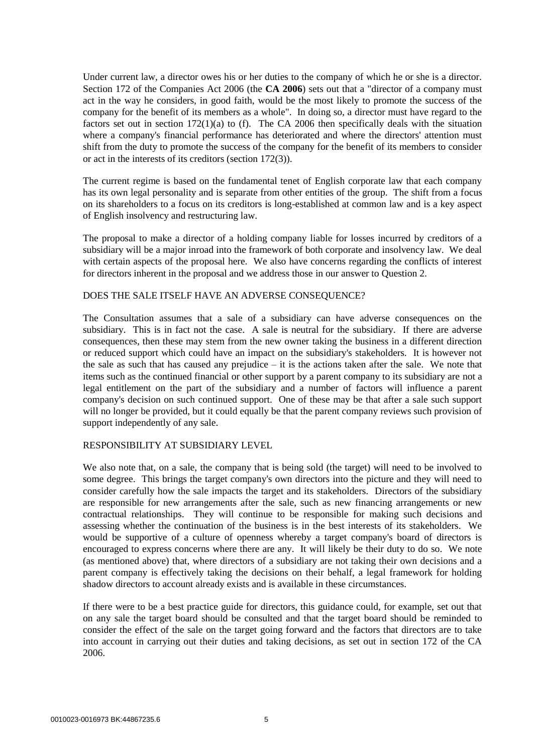Under current law, a director owes his or her duties to the company of which he or she is a director. Section 172 of the Companies Act 2006 (the **CA 2006**) sets out that a "director of a company must act in the way he considers, in good faith, would be the most likely to promote the success of the company for the benefit of its members as a whole". In doing so, a director must have regard to the factors set out in section 172(1)(a) to (f). The CA 2006 then specifically deals with the situation where a company's financial performance has deteriorated and where the directors' attention must shift from the duty to promote the success of the company for the benefit of its members to consider or act in the interests of its creditors (section 172(3)).

The current regime is based on the fundamental tenet of English corporate law that each company has its own legal personality and is separate from other entities of the group. The shift from a focus on its shareholders to a focus on its creditors is long-established at common law and is a key aspect of English insolvency and restructuring law.

The proposal to make a director of a holding company liable for losses incurred by creditors of a subsidiary will be a major inroad into the framework of both corporate and insolvency law. We deal with certain aspects of the proposal here. We also have concerns regarding the conflicts of interest for directors inherent in the proposal and we address those in our answer to Question 2.

## DOES THE SALE ITSELF HAVE AN ADVERSE CONSEQUENCE?

The Consultation assumes that a sale of a subsidiary can have adverse consequences on the subsidiary. This is in fact not the case. A sale is neutral for the subsidiary. If there are adverse consequences, then these may stem from the new owner taking the business in a different direction or reduced support which could have an impact on the subsidiary's stakeholders. It is however not the sale as such that has caused any prejudice – it is the actions taken after the sale. We note that items such as the continued financial or other support by a parent company to its subsidiary are not a legal entitlement on the part of the subsidiary and a number of factors will influence a parent company's decision on such continued support. One of these may be that after a sale such support will no longer be provided, but it could equally be that the parent company reviews such provision of support independently of any sale.

## RESPONSIBILITY AT SUBSIDIARY LEVEL

We also note that, on a sale, the company that is being sold (the target) will need to be involved to some degree. This brings the target company's own directors into the picture and they will need to consider carefully how the sale impacts the target and its stakeholders. Directors of the subsidiary are responsible for new arrangements after the sale, such as new financing arrangements or new contractual relationships. They will continue to be responsible for making such decisions and assessing whether the continuation of the business is in the best interests of its stakeholders. We would be supportive of a culture of openness whereby a target company's board of directors is encouraged to express concerns where there are any. It will likely be their duty to do so. We note (as mentioned above) that, where directors of a subsidiary are not taking their own decisions and a parent company is effectively taking the decisions on their behalf, a legal framework for holding shadow directors to account already exists and is available in these circumstances.

If there were to be a best practice guide for directors, this guidance could, for example, set out that on any sale the target board should be consulted and that the target board should be reminded to consider the effect of the sale on the target going forward and the factors that directors are to take into account in carrying out their duties and taking decisions, as set out in section 172 of the CA 2006.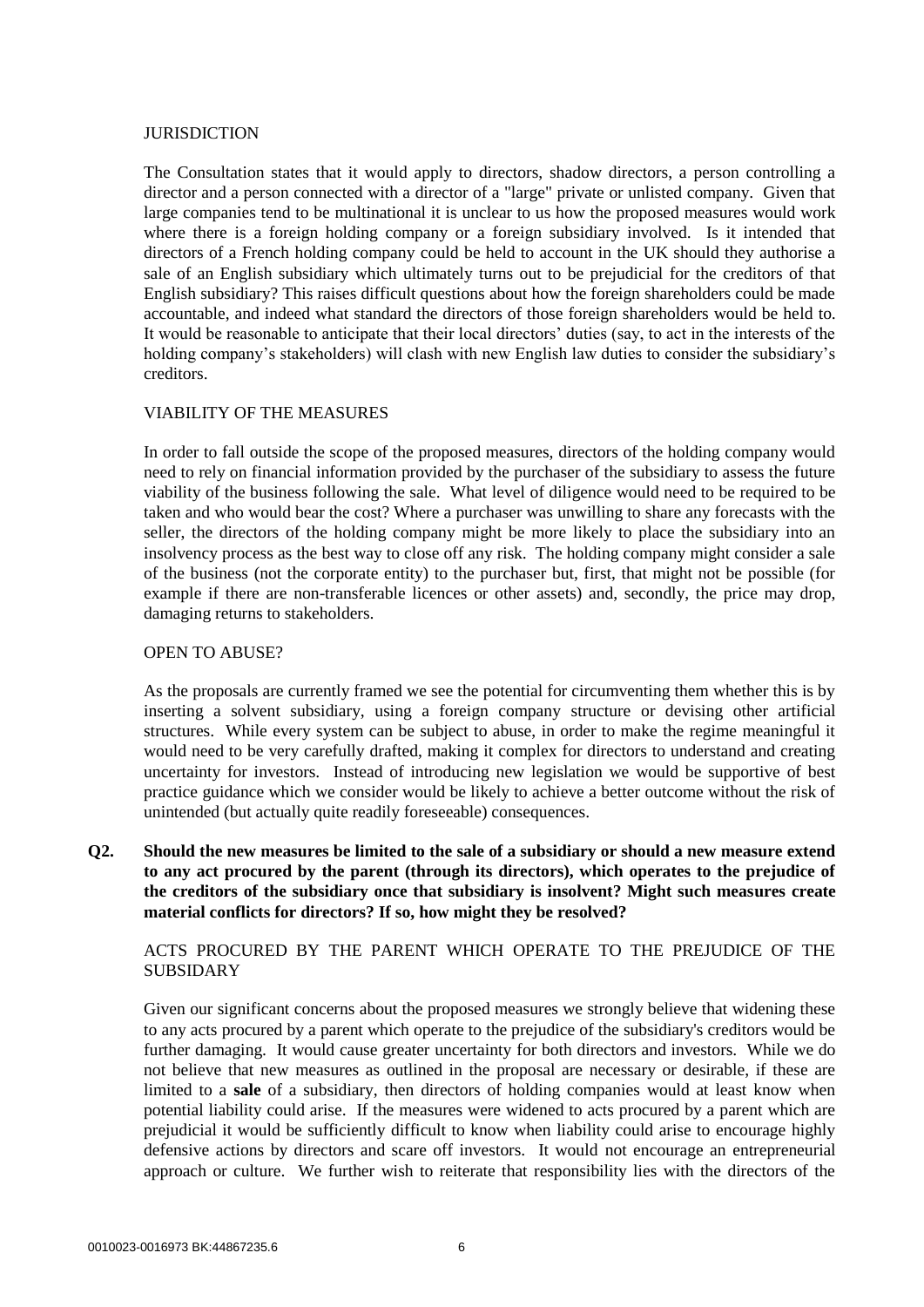JURISDICTION

The Consultation states that it would apply to directors, shadow directors, a person controlling a director and a person connected with a director of a "large" private or unlisted company. Given that large companies tend to be multinational it is unclear to us how the proposed measures would work where there is a foreign holding company or a foreign subsidiary involved. Is it intended that directors of a French holding company could be held to account in the UK should they authorise a sale of an English subsidiary which ultimately turns out to be prejudicial for the creditors of that English subsidiary? This raises difficult questions about how the foreign shareholders could be made accountable, and indeed what standard the directors of those foreign shareholders would be held to. It would be reasonable to anticipate that their local directors' duties (say, to act in the interests of the holding company's stakeholders) will clash with new English law duties to consider the subsidiary's creditors.

VIABILITY OF THE MEASURES

In order to fall outside the scope of the proposed measures, directors of the holding company would need to rely on financial information provided by the purchaser of the subsidiary to assess the future viability of the business following the sale. What level of diligence would need to be required to be taken and who would bear the cost? Where a purchaser was unwilling to share any forecasts with the seller, the directors of the holding company might be more likely to place the subsidiary into an insolvency process as the best way to close off any risk. The holding company might consider a sale of the business (not the corporate entity) to the purchaser but, first, that might not be possible (for example if there are non-transferable licences or other assets) and, secondly, the price may drop, damaging returns to stakeholders.

OPEN TO ABUSE?

As the proposals are currently framed we see the potential for circumventing them whether this is by inserting a solvent subsidiary, using a foreign company structure or devising other artificial structures. While every system can be subject to abuse, in order to make the regime meaningful it would need to be very carefully drafted, making it complex for directors to understand and creating uncertainty for investors. Instead of introducing new legislation we would be supportive of best practice guidance which we consider would be likely to achieve a better outcome without the risk of unintended (but actually quite readily foreseeable) consequences.

**Q2. Should the new measures be limited to the sale of a subsidiary or should a new measure extend to any act procured by the parent (through its directors), which operates to the prejudice of the creditors of the subsidiary once that subsidiary is insolvent? Might such measures create material conflicts for directors? If so, how might they be resolved?**

ACTS PROCURED BY THE PARENT WHICH OPERATE TO THE PREJUDICE OF THE SUBSIDARY

Given our significant concerns about the proposed measures we strongly believe that widening these to any acts procured by a parent which operate to the prejudice of the subsidiary's creditors would be further damaging. It would cause greater uncertainty for both directors and investors. While we do not believe that new measures as outlined in the proposal are necessary or desirable, if these are limited to a **sale** of a subsidiary, then directors of holding companies would at least know when potential liability could arise. If the measures were widened to acts procured by a parent which are prejudicial it would be sufficiently difficult to know when liability could arise to encourage highly defensive actions by directors and scare off investors. It would not encourage an entrepreneurial approach or culture. We further wish to reiterate that responsibility lies with the directors of the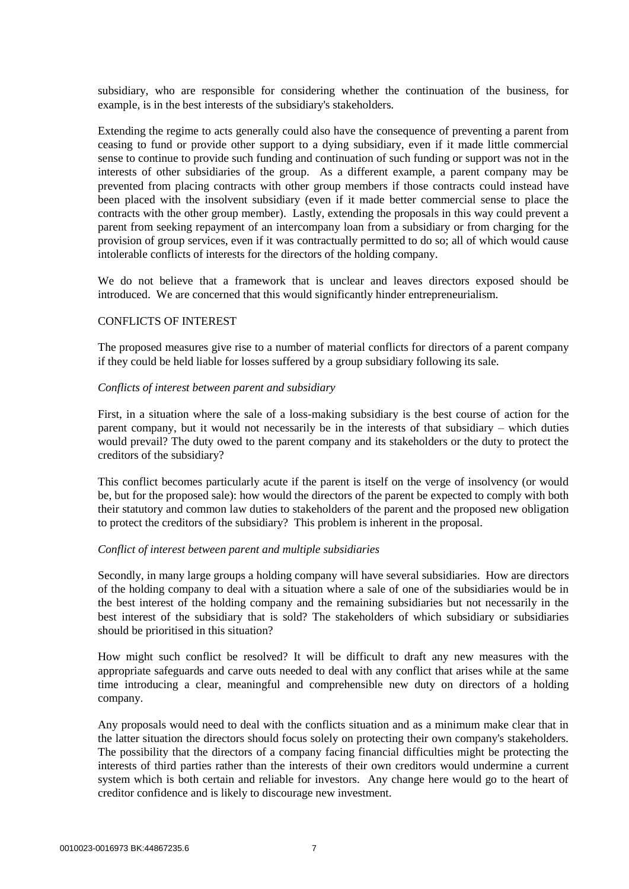subsidiary, who are responsible for considering whether the continuation of the business, for example, is in the best interests of the subsidiary's stakeholders.

Extending the regime to acts generally could also have the consequence of preventing a parent from ceasing to fund or provide other support to a dying subsidiary, even if it made little commercial sense to continue to provide such funding and continuation of such funding or support was not in the interests of other subsidiaries of the group. As a different example, a parent company may be prevented from placing contracts with other group members if those contracts could instead have been placed with the insolvent subsidiary (even if it made better commercial sense to place the contracts with the other group member). Lastly, extending the proposals in this way could prevent a parent from seeking repayment of an intercompany loan from a subsidiary or from charging for the provision of group services, even if it was contractually permitted to do so; all of which would cause intolerable conflicts of interests for the directors of the holding company.

We do not believe that a framework that is unclear and leaves directors exposed should be introduced. We are concerned that this would significantly hinder entrepreneurialism.

## CONFLICTS OF INTEREST

The proposed measures give rise to a number of material conflicts for directors of a parent company if they could be held liable for losses suffered by a group subsidiary following its sale.

### *Conflicts of interest between parent and subsidiary*

First, in a situation where the sale of a loss-making subsidiary is the best course of action for the parent company, but it would not necessarily be in the interests of that subsidiary – which duties would prevail? The duty owed to the parent company and its stakeholders or the duty to protect the creditors of the subsidiary?

This conflict becomes particularly acute if the parent is itself on the verge of insolvency (or would be, but for the proposed sale): how would the directors of the parent be expected to comply with both their statutory and common law duties to stakeholders of the parent and the proposed new obligation to protect the creditors of the subsidiary? This problem is inherent in the proposal.

### *Conflict of interest between parent and multiple subsidiaries*

Secondly, in many large groups a holding company will have several subsidiaries. How are directors of the holding company to deal with a situation where a sale of one of the subsidiaries would be in the best interest of the holding company and the remaining subsidiaries but not necessarily in the best interest of the subsidiary that is sold? The stakeholders of which subsidiary or subsidiaries should be prioritised in this situation?

How might such conflict be resolved? It will be difficult to draft any new measures with the appropriate safeguards and carve outs needed to deal with any conflict that arises while at the same time introducing a clear, meaningful and comprehensible new duty on directors of a holding company.

Any proposals would need to deal with the conflicts situation and as a minimum make clear that in the latter situation the directors should focus solely on protecting their own company's stakeholders. The possibility that the directors of a company facing financial difficulties might be protecting the interests of third parties rather than the interests of their own creditors would undermine a current system which is both certain and reliable for investors. Any change here would go to the heart of creditor confidence and is likely to discourage new investment.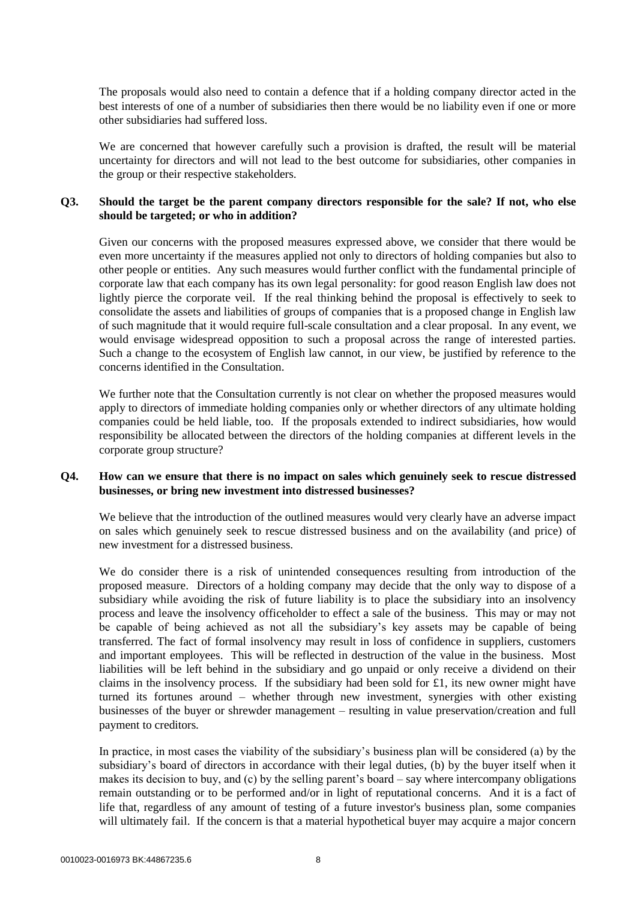The proposals would also need to contain a defence that if a holding company director acted in the best interests of one of a number of subsidiaries then there would be no liability even if one or more other subsidiaries had suffered loss.

We are concerned that however carefully such a provision is drafted, the result will be material uncertainty for directors and will not lead to the best outcome for subsidiaries, other companies in the group or their respective stakeholders.

**Q3. Should the target be the parent company directors responsible for the sale? If not, who else should be targeted; or who in addition?**

Given our concerns with the proposed measures expressed above, we consider that there would be even more uncertainty if the measures applied not only to directors of holding companies but also to other people or entities. Any such measures would further conflict with the fundamental principle of corporate law that each company has its own legal personality: for good reason English law does not lightly pierce the corporate veil. If the real thinking behind the proposal is effectively to seek to consolidate the assets and liabilities of groups of companies that is a proposed change in English law of such magnitude that it would require full-scale consultation and a clear proposal. In any event, we would envisage widespread opposition to such a proposal across the range of interested parties. Such a change to the ecosystem of English law cannot, in our view, be justified by reference to the concerns identified in the Consultation.

We further note that the Consultation currently is not clear on whether the proposed measures would apply to directors of immediate holding companies only or whether directors of any ultimate holding companies could be held liable, too. If the proposals extended to indirect subsidiaries, how would responsibility be allocated between the directors of the holding companies at different levels in the corporate group structure?

**Q4. How can we ensure that there is no impact on sales which genuinely seek to rescue distressed businesses, or bring new investment into distressed businesses?**

We believe that the introduction of the outlined measures would very clearly have an adverse impact on sales which genuinely seek to rescue distressed business and on the availability (and price) of new investment for a distressed business.

We do consider there is a risk of unintended consequences resulting from introduction of the proposed measure. Directors of a holding company may decide that the only way to dispose of a subsidiary while avoiding the risk of future liability is to place the subsidiary into an insolvency process and leave the insolvency officeholder to effect a sale of the business. This may or may not be capable of being achieved as not all the subsidiary's key assets may be capable of being transferred. The fact of formal insolvency may result in loss of confidence in suppliers, customers and important employees. This will be reflected in destruction of the value in the business. Most liabilities will be left behind in the subsidiary and go unpaid or only receive a dividend on their claims in the insolvency process. If the subsidiary had been sold for £1, its new owner might have turned its fortunes around – whether through new investment, synergies with other existing businesses of the buyer or shrewder management – resulting in value preservation/creation and full payment to creditors.

In practice, in most cases the viability of the subsidiary's business plan will be considered (a) by the subsidiary's board of directors in accordance with their legal duties, (b) by the buyer itself when it makes its decision to buy, and (c) by the selling parent's board – say where intercompany obligations remain outstanding or to be performed and/or in light of reputational concerns. And it is a fact of life that, regardless of any amount of testing of a future investor's business plan, some companies will ultimately fail. If the concern is that a material hypothetical buyer may acquire a major concern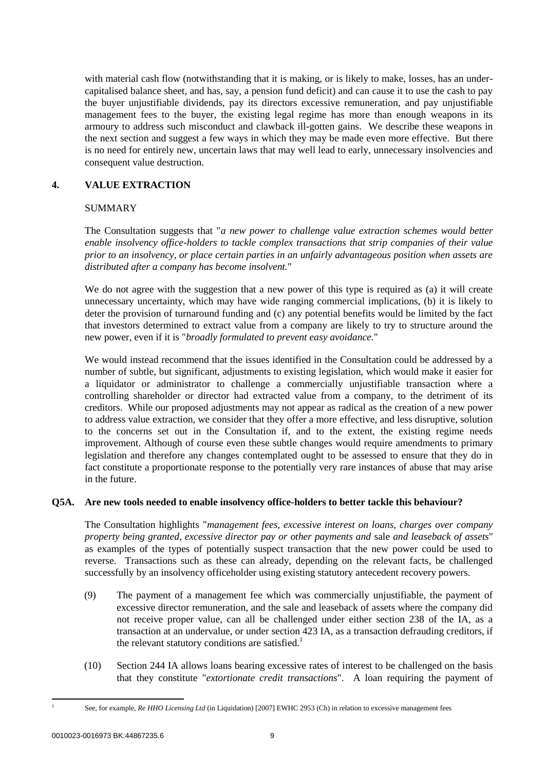with material cash flow (notwithstanding that it is making, or is likely to make, losses, has an under-capitalised balance sheet, and has, say, a pension fund deficit) and can cause it to use the cash to pay the buyer unjustifiable dividends, pay its directors excessive remuneration, and pay unjustifiable management fees to the buyer, the existing legal regime has more than enough weapons in its armoury to address such misconduct and clawback ill-gotten gains. We describe these weapons in the next section and suggest a few ways in which they may be made even more effective. But there is no need for entirely new, uncertain laws that may well lead to early, unnecessary insolvencies and consequent value destruction.

## 4. VALUE EXTRACTION

SUMMARY

The Consultation suggests that "*a new power to challenge value extraction schemes would better enable insolvency office-holders to tackle complex transactions that strip companies of their value prior to an insolvency, or place certain parties in an unfairly advantageous position when assets are distributed after a company has become insolvent.*"

We do not agree with the suggestion that a new power of this type is required as (a) it will create unnecessary uncertainty, which may have wide ranging commercial implications, (b) it is likely to deter the provision of turnaround funding and (c) any potential benefits would be limited by the fact that investors determined to extract value from a company are likely to try to structure around the new power, even if it is "*broadly formulated to prevent easy avoidance.*"

We would instead recommend that the issues identified in the Consultation could be addressed by a number of subtle, but significant, adjustments to existing legislation, which would make it easier for a liquidator or administrator to challenge a commercially unjustifiable transaction where a controlling shareholder or director had extracted value from a company, to the detriment of its creditors. While our proposed adjustments may not appear as radical as the creation of a new power to address value extraction, we consider that they offer a more effective, and less disruptive, solution to the concerns set out in the Consultation if, and to the extent, the existing regime needs improvement. Although of course even these subtle changes would require amendments to primary legislation and therefore any changes contemplated ought to be assessed to ensure that they do in fact constitute a proportionate response to the potentially very rare instances of abuse that may arise in the future.

**Q5A. Are new tools needed to enable insolvency office-holders to better tackle this behaviour?**

The Consultation highlights "*management fees, excessive interest on loans, charges over company property being granted, excessive director pay or other payments and* sale *and leaseback of assets*" as examples of the types of potentially suspect transaction that the new power could be used to reverse. Transactions such as these can already, depending on the relevant facts, be challenged successfully by an insolvency officeholder using existing statutory antecedent recovery powers.

(9) The payment of a management fee which was commercially unjustifiable, the payment of excessive director remuneration, and the sale and leaseback of assets where the company did not receive proper value, can all be challenged under either section 238 of the IA, as a transaction at an undervalue, or under section 423 IA, as a transaction defrauding creditors, if the relevant statutory conditions are satisfied.[1]

(10) Section 244 IA allows loans bearing excessive rates of interest to be challenged on the basis that they constitute "*extortionate credit transactions*". A loan requiring the payment of

[1] See, for example, *Re HHO Licensing Ltd* (in Liquidation) [2007] EWHC 2953 (Ch) in relation to excessive management fees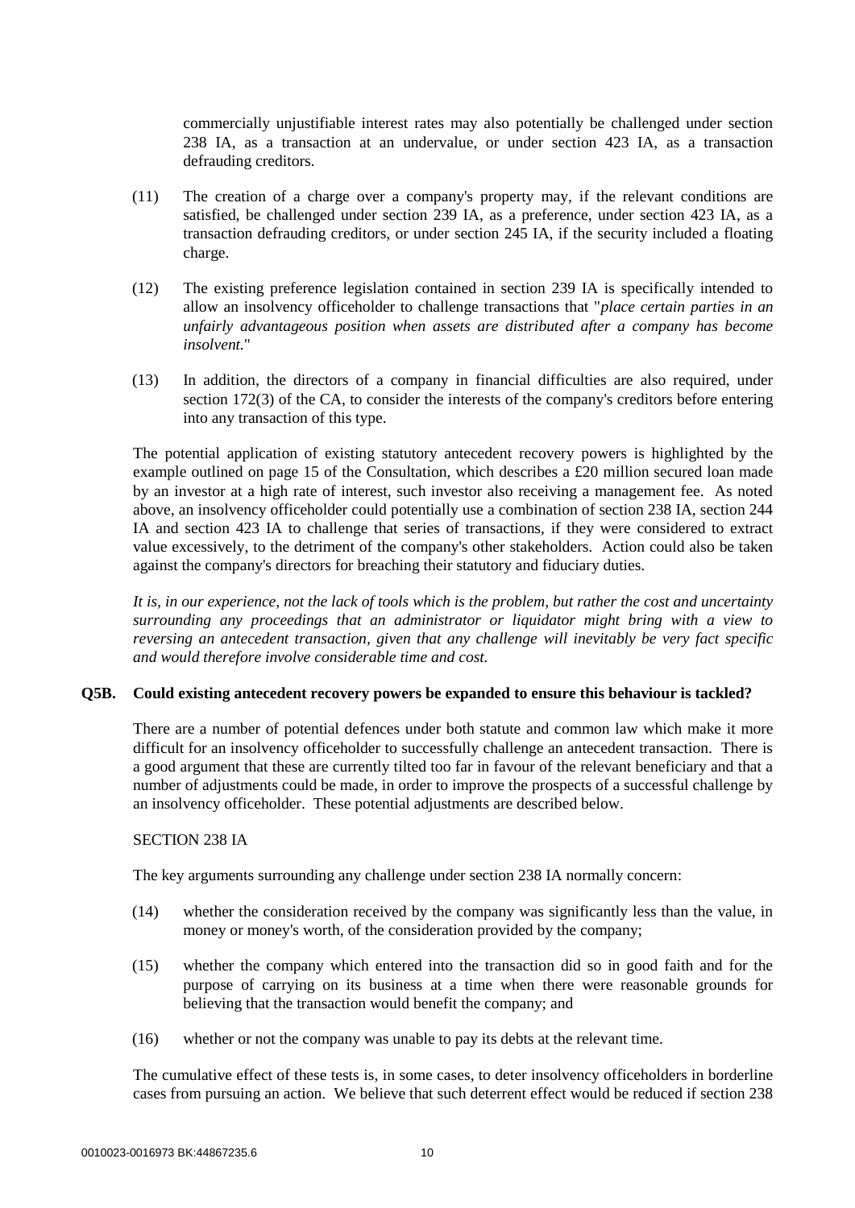commercially unjustifiable interest rates may also potentially be challenged under section 238 IA, as a transaction at an undervalue, or under section 423 IA, as a transaction defrauding creditors.

(11) The creation of a charge over a company's property may, if the relevant conditions are satisfied, be challenged under section 239 IA, as a preference, under section 423 IA, as a transaction defrauding creditors, or under section 245 IA, if the security included a floating charge.

(12) The existing preference legislation contained in section 239 IA is specifically intended to allow an insolvency officeholder to challenge transactions that "*place certain parties in an unfairly advantageous position when assets are distributed after a company has become insolvent.*"

(13) In addition, the directors of a company in financial difficulties are also required, under section 172(3) of the CA, to consider the interests of the company's creditors before entering into any transaction of this type.

The potential application of existing statutory antecedent recovery powers is highlighted by the example outlined on page 15 of the Consultation, which describes a £20 million secured loan made by an investor at a high rate of interest, such investor also receiving a management fee. As noted above, an insolvency officeholder could potentially use a combination of section 238 IA, section 244 IA and section 423 IA to challenge that series of transactions, if they were considered to extract value excessively, to the detriment of the company's other stakeholders. Action could also be taken against the company's directors for breaching their statutory and fiduciary duties.

*It is, in our experience, not the lack of tools which is the problem, but rather the cost and uncertainty surrounding any proceedings that an administrator or liquidator might bring with a view to reversing an antecedent transaction, given that any challenge will inevitably be very fact specific and would therefore involve considerable time and cost.*

**Q5B. Could existing antecedent recovery powers be expanded to ensure this behaviour is tackled?**

There are a number of potential defences under both statute and common law which make it more difficult for an insolvency officeholder to successfully challenge an antecedent transaction. There is a good argument that these are currently tilted too far in favour of the relevant beneficiary and that a number of adjustments could be made, in order to improve the prospects of a successful challenge by an insolvency officeholder. These potential adjustments are described below.

SECTION 238 IA

The key arguments surrounding any challenge under section 238 IA normally concern:

(14) whether the consideration received by the company was significantly less than the value, in money or money's worth, of the consideration provided by the company;

(15) whether the company which entered into the transaction did so in good faith and for the purpose of carrying on its business at a time when there were reasonable grounds for believing that the transaction would benefit the company; and

(16) whether or not the company was unable to pay its debts at the relevant time.

The cumulative effect of these tests is, in some cases, to deter insolvency officeholders in borderline cases from pursuing an action. We believe that such deterrent effect would be reduced if section 238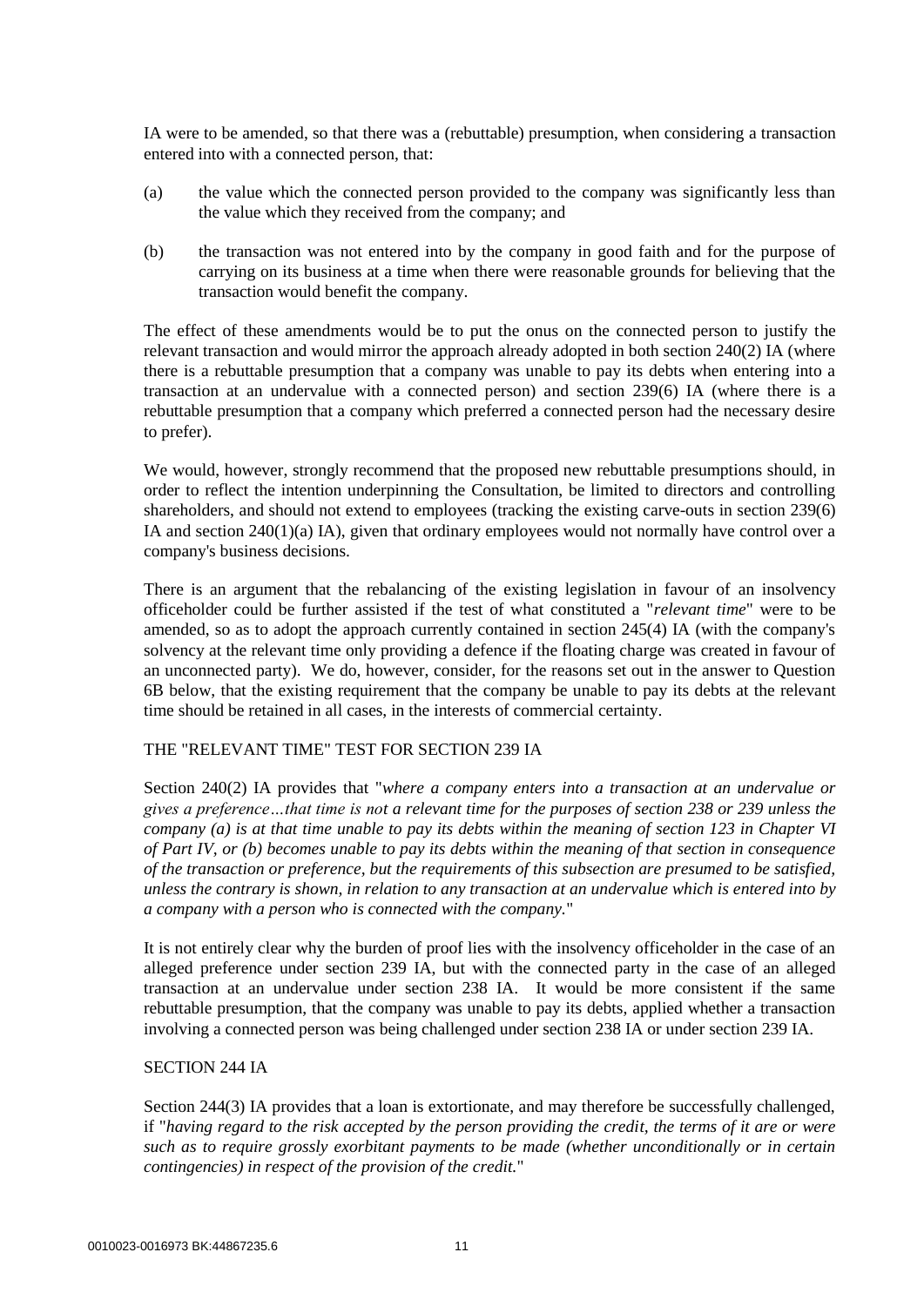IA were to be amended, so that there was a (rebuttable) presumption, when considering a transaction entered into with a connected person, that:

(a) the value which the connected person provided to the company was significantly less than the value which they received from the company; and

(b) the transaction was not entered into by the company in good faith and for the purpose of carrying on its business at a time when there were reasonable grounds for believing that the transaction would benefit the company.

The effect of these amendments would be to put the onus on the connected person to justify the relevant transaction and would mirror the approach already adopted in both section 240(2) IA (where there is a rebuttable presumption that a company was unable to pay its debts when entering into a transaction at an undervalue with a connected person) and section 239(6) IA (where there is a rebuttable presumption that a company which preferred a connected person had the necessary desire to prefer).

We would, however, strongly recommend that the proposed new rebuttable presumptions should, in order to reflect the intention underpinning the Consultation, be limited to directors and controlling shareholders, and should not extend to employees (tracking the existing carve-outs in section 239(6) IA and section 240(1)(a) IA), given that ordinary employees would not normally have control over a company's business decisions.

There is an argument that the rebalancing of the existing legislation in favour of an insolvency officeholder could be further assisted if the test of what constituted a "*relevant time*" were to be amended, so as to adopt the approach currently contained in section 245(4) IA (with the company's solvency at the relevant time only providing a defence if the floating charge was created in favour of an unconnected party). We do, however, consider, for the reasons set out in the answer to Question 6B below, that the existing requirement that the company be unable to pay its debts at the relevant time should be retained in all cases, in the interests of commercial certainty.

THE "RELEVANT TIME" TEST FOR SECTION 239 IA

Section 240(2) IA provides that "*where a company enters into a transaction at an undervalue or gives a preference…that time is not a relevant time for the purposes of section 238 or 239 unless the company (a) is at that time unable to pay its debts within the meaning of section 123 in Chapter VI of Part IV, or (b) becomes unable to pay its debts within the meaning of that section in consequence of the transaction or preference, but the requirements of this subsection are presumed to be satisfied, unless the contrary is shown, in relation to any transaction at an undervalue which is entered into by a company with a person who is connected with the company.*"

It is not entirely clear why the burden of proof lies with the insolvency officeholder in the case of an alleged preference under section 239 IA, but with the connected party in the case of an alleged transaction at an undervalue under section 238 IA. It would be more consistent if the same rebuttable presumption, that the company was unable to pay its debts, applied whether a transaction involving a connected person was being challenged under section 238 IA or under section 239 IA.

SECTION 244 IA

Section 244(3) IA provides that a loan is extortionate, and may therefore be successfully challenged, if "*having regard to the risk accepted by the person providing the credit, the terms of it are or were such as to require grossly exorbitant payments to be made (whether unconditionally or in certain contingencies) in respect of the provision of the credit.*"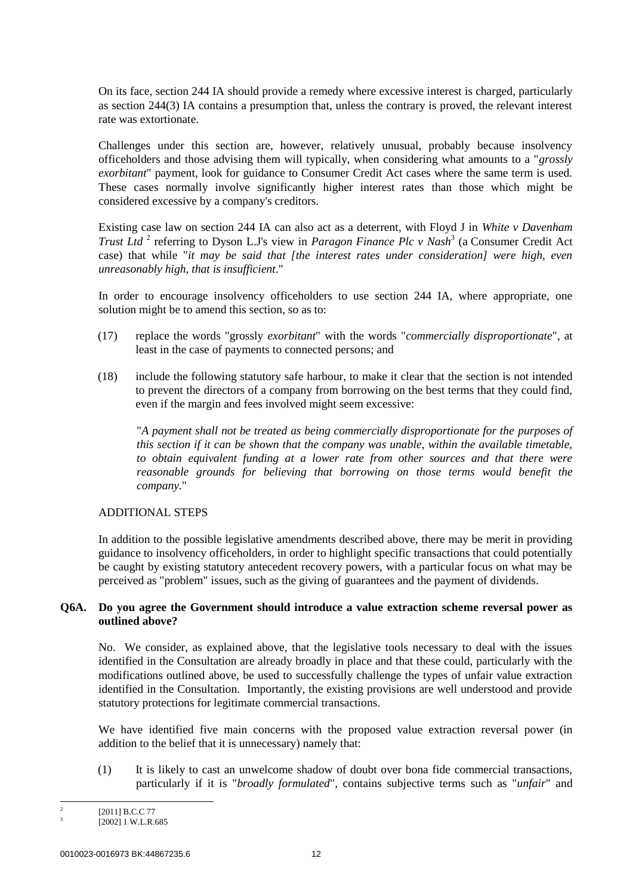On its face, section 244 IA should provide a remedy where excessive interest is charged, particularly as section 244(3) IA contains a presumption that, unless the contrary is proved, the relevant interest rate was extortionate.

Challenges under this section are, however, relatively unusual, probably because insolvency officeholders and those advising them will typically, when considering what amounts to a "*grossly exorbitant*" payment, look for guidance to Consumer Credit Act cases where the same term is used. These cases normally involve significantly higher interest rates than those which might be considered excessive by a company's creditors.

Existing case law on section 244 IA can also act as a deterrent, with Floyd J in *White v Davenham Trust Ltd* [2] referring to Dyson L.J's view in *Paragon Finance Plc v Nash*[3] (a Consumer Credit Act case) that while "*it may be said that [the interest rates under consideration] were high, even unreasonably high, that is insufficient*."

In order to encourage insolvency officeholders to use section 244 IA, where appropriate, one solution might be to amend this section, so as to:

(17) replace the words "grossly *exorbitant*" with the words "*commercially disproportionate*", at least in the case of payments to connected persons; and

(18) include the following statutory safe harbour, to make it clear that the section is not intended to prevent the directors of a company from borrowing on the best terms that they could find, even if the margin and fees involved might seem excessive:

> "*A payment shall not be treated as being commercially disproportionate for the purposes of this section if it can be shown that the company was unable, within the available timetable, to obtain equivalent funding at a lower rate from other sources and that there were reasonable grounds for believing that borrowing on those terms would benefit the company.*"

ADDITIONAL STEPS

In addition to the possible legislative amendments described above, there may be merit in providing guidance to insolvency officeholders, in order to highlight specific transactions that could potentially be caught by existing statutory antecedent recovery powers, with a particular focus on what may be perceived as "problem" issues, such as the giving of guarantees and the payment of dividends.

**Q6A. Do you agree the Government should introduce a value extraction scheme reversal power as outlined above?**

No. We consider, as explained above, that the legislative tools necessary to deal with the issues identified in the Consultation are already broadly in place and that these could, particularly with the modifications outlined above, be used to successfully challenge the types of unfair value extraction identified in the Consultation. Importantly, the existing provisions are well understood and provide statutory protections for legitimate commercial transactions.

We have identified five main concerns with the proposed value extraction reversal power (in addition to the belief that it is unnecessary) namely that:

(1) It is likely to cast an unwelcome shadow of doubt over bona fide commercial transactions, particularly if it is "*broadly formulated*", contains subjective terms such as "*unfair*" and

---

[2] [2011] B.C.C 77

[3] [2002] 1 W.L.R.685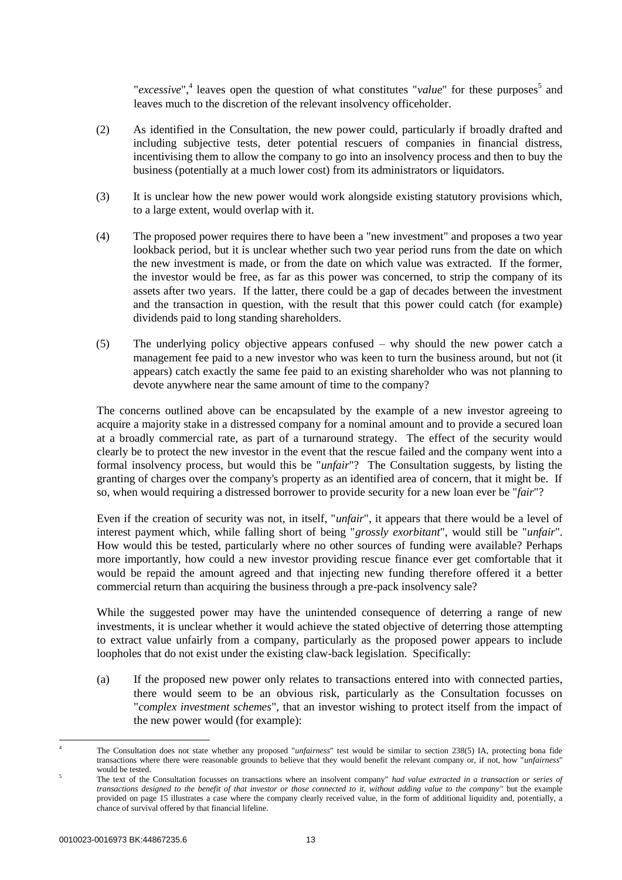"*excessive*",[4] leaves open the question of what constitutes "*value*" for these purposes[5] and leaves much to the discretion of the relevant insolvency officeholder.

(2) As identified in the Consultation, the new power could, particularly if broadly drafted and including subjective tests, deter potential rescuers of companies in financial distress, incentivising them to allow the company to go into an insolvency process and then to buy the business (potentially at a much lower cost) from its administrators or liquidators.

(3) It is unclear how the new power would work alongside existing statutory provisions which, to a large extent, would overlap with it.

(4) The proposed power requires there to have been a "new investment" and proposes a two year lookback period, but it is unclear whether such two year period runs from the date on which the new investment is made, or from the date on which value was extracted. If the former, the investor would be free, as far as this power was concerned, to strip the company of its assets after two years. If the latter, there could be a gap of decades between the investment and the transaction in question, with the result that this power could catch (for example) dividends paid to long standing shareholders.

(5) The underlying policy objective appears confused – why should the new power catch a management fee paid to a new investor who was keen to turn the business around, but not (it appears) catch exactly the same fee paid to an existing shareholder who was not planning to devote anywhere near the same amount of time to the company?

The concerns outlined above can be encapsulated by the example of a new investor agreeing to acquire a majority stake in a distressed company for a nominal amount and to provide a secured loan at a broadly commercial rate, as part of a turnaround strategy. The effect of the security would clearly be to protect the new investor in the event that the rescue failed and the company went into a formal insolvency process, but would this be "*unfair*"? The Consultation suggests, by listing the granting of charges over the company's property as an identified area of concern, that it might be. If so, when would requiring a distressed borrower to provide security for a new loan ever be "*fair*"?

Even if the creation of security was not, in itself, "*unfair*", it appears that there would be a level of interest payment which, while falling short of being "*grossly exorbitant*", would still be "*unfair*". How would this be tested, particularly where no other sources of funding were available? Perhaps more importantly, how could a new investor providing rescue finance ever get comfortable that it would be repaid the amount agreed and that injecting new funding therefore offered it a better commercial return than acquiring the business through a pre-pack insolvency sale?

While the suggested power may have the unintended consequence of deterring a range of new investments, it is unclear whether it would achieve the stated objective of deterring those attempting to extract value unfairly from a company, particularly as the proposed power appears to include loopholes that do not exist under the existing claw-back legislation. Specifically:

(a) If the proposed new power only relates to transactions entered into with connected parties, there would seem to be an obvious risk, particularly as the Consultation focusses on "*complex investment schemes*", that an investor wishing to protect itself from the impact of the new power would (for example):

---

[4] The Consultation does not state whether any proposed "*unfairness*" test would be similar to section 238(5) IA, protecting bona fide transactions where there were reasonable grounds to believe that they would benefit the relevant company or, if not, how "*unfairness*" would be tested.

[5] The text of the Consultation focusses on transactions where an insolvent company" *had value extracted in a transaction or series of transactions designed to the benefit of that investor or those connected to it, without adding value to the company*" but the example provided on page 15 illustrates a case where the company clearly received value, in the form of additional liquidity and, potentially, a chance of survival offered by that financial lifeline.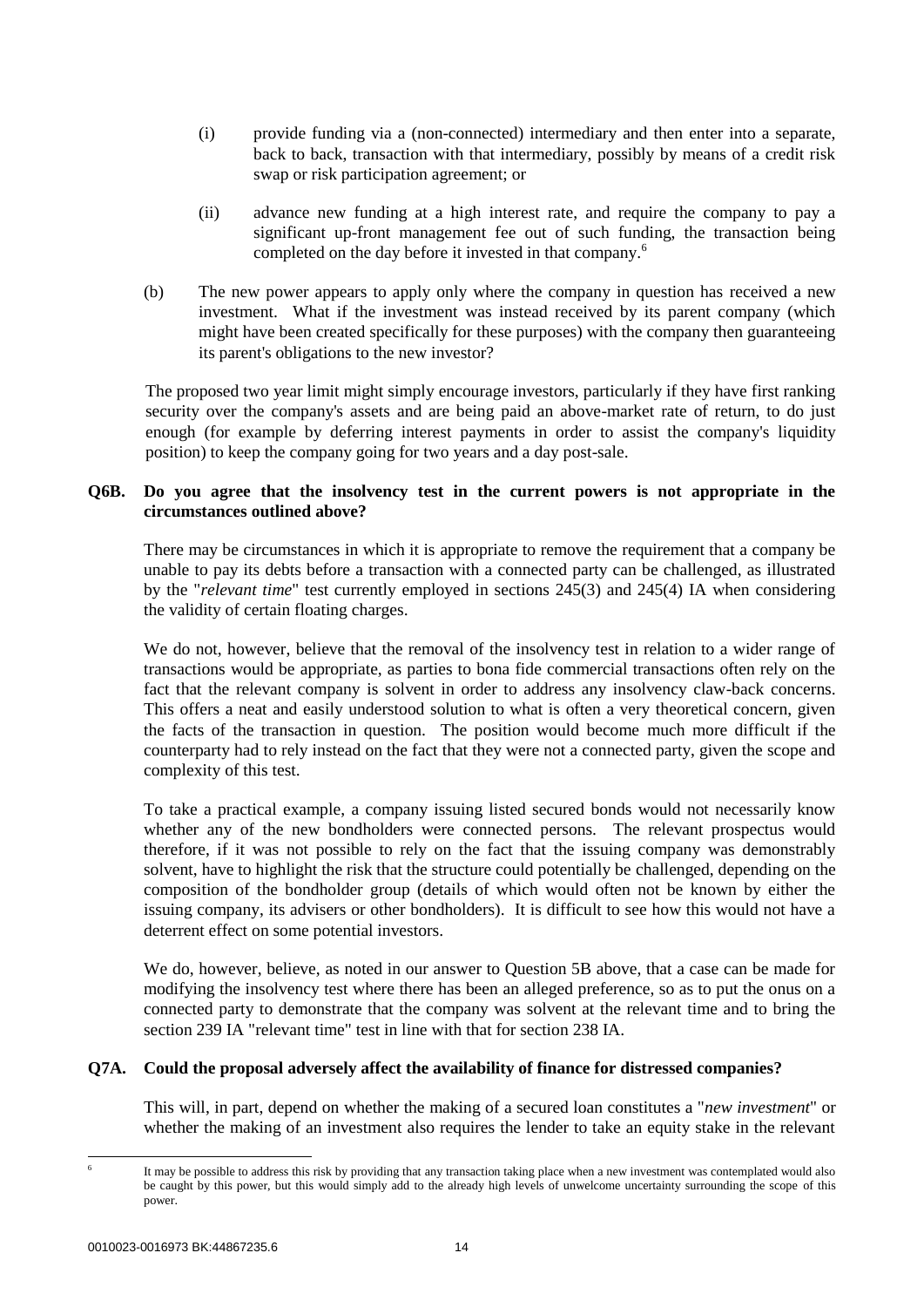(i) provide funding via a (non-connected) intermediary and then enter into a separate, back to back, transaction with that intermediary, possibly by means of a credit risk swap or risk participation agreement; or

(ii) advance new funding at a high interest rate, and require the company to pay a significant up-front management fee out of such funding, the transaction being completed on the day before it invested in that company.[6]

(b) The new power appears to apply only where the company in question has received a new investment. What if the investment was instead received by its parent company (which might have been created specifically for these purposes) with the company then guaranteeing its parent's obligations to the new investor?

The proposed two year limit might simply encourage investors, particularly if they have first ranking security over the company's assets and are being paid an above-market rate of return, to do just enough (for example by deferring interest payments in order to assist the company's liquidity position) to keep the company going for two years and a day post-sale.

**Q6B. Do you agree that the insolvency test in the current powers is not appropriate in the circumstances outlined above?**

There may be circumstances in which it is appropriate to remove the requirement that a company be unable to pay its debts before a transaction with a connected party can be challenged, as illustrated by the "*relevant time*" test currently employed in sections 245(3) and 245(4) IA when considering the validity of certain floating charges.

We do not, however, believe that the removal of the insolvency test in relation to a wider range of transactions would be appropriate, as parties to bona fide commercial transactions often rely on the fact that the relevant company is solvent in order to address any insolvency claw-back concerns. This offers a neat and easily understood solution to what is often a very theoretical concern, given the facts of the transaction in question. The position would become much more difficult if the counterparty had to rely instead on the fact that they were not a connected party, given the scope and complexity of this test.

To take a practical example, a company issuing listed secured bonds would not necessarily know whether any of the new bondholders were connected persons. The relevant prospectus would therefore, if it was not possible to rely on the fact that the issuing company was demonstrably solvent, have to highlight the risk that the structure could potentially be challenged, depending on the composition of the bondholder group (details of which would often not be known by either the issuing company, its advisers or other bondholders). It is difficult to see how this would not have a deterrent effect on some potential investors.

We do, however, believe, as noted in our answer to Question 5B above, that a case can be made for modifying the insolvency test where there has been an alleged preference, so as to put the onus on a connected party to demonstrate that the company was solvent at the relevant time and to bring the section 239 IA "relevant time" test in line with that for section 238 IA.

**Q7A. Could the proposal adversely affect the availability of finance for distressed companies?**

This will, in part, depend on whether the making of a secured loan constitutes a "*new investment*" or whether the making of an investment also requires the lender to take an equity stake in the relevant

[6] It may be possible to address this risk by providing that any transaction taking place when a new investment was contemplated would also be caught by this power, but this would simply add to the already high levels of unwelcome uncertainty surrounding the scope of this power.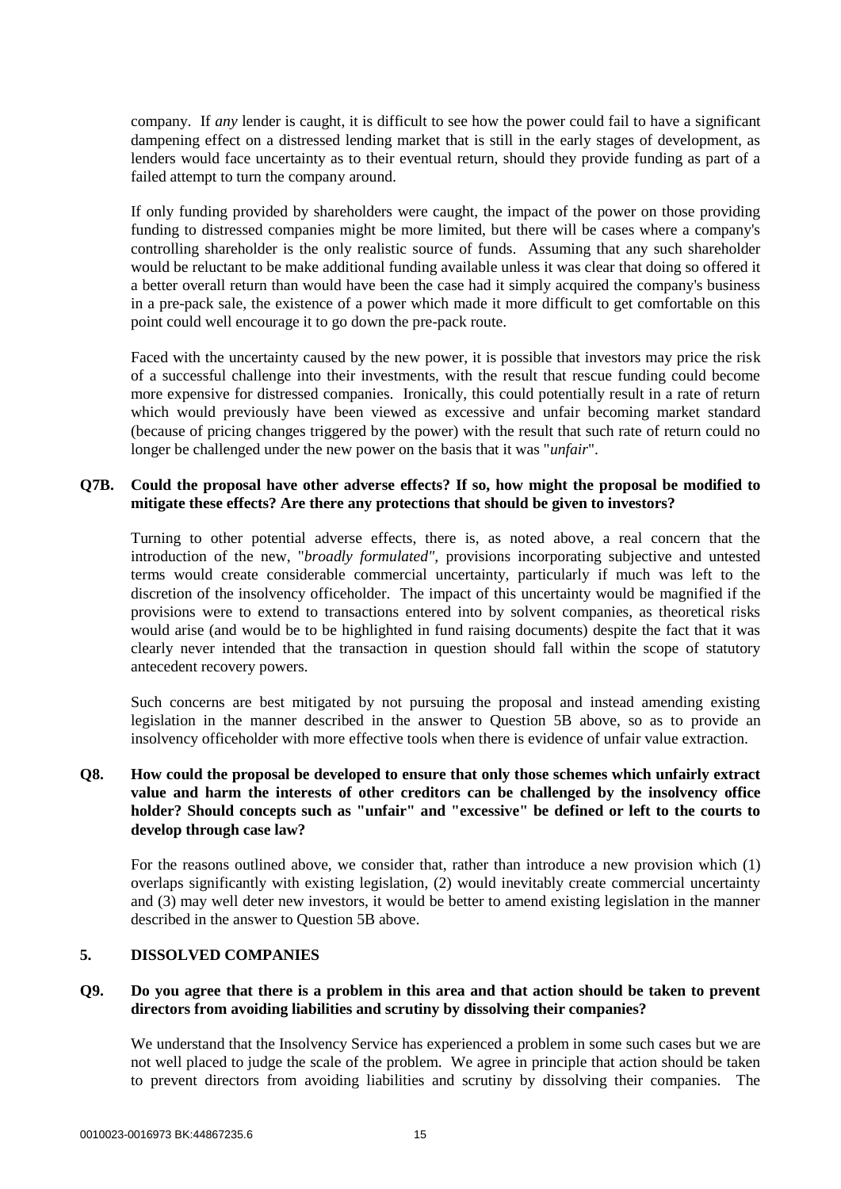company. If *any* lender is caught, it is difficult to see how the power could fail to have a significant dampening effect on a distressed lending market that is still in the early stages of development, as lenders would face uncertainty as to their eventual return, should they provide funding as part of a failed attempt to turn the company around.

If only funding provided by shareholders were caught, the impact of the power on those providing funding to distressed companies might be more limited, but there will be cases where a company's controlling shareholder is the only realistic source of funds. Assuming that any such shareholder would be reluctant to be make additional funding available unless it was clear that doing so offered it a better overall return than would have been the case had it simply acquired the company's business in a pre-pack sale, the existence of a power which made it more difficult to get comfortable on this point could well encourage it to go down the pre-pack route.

Faced with the uncertainty caused by the new power, it is possible that investors may price the risk of a successful challenge into their investments, with the result that rescue funding could become more expensive for distressed companies. Ironically, this could potentially result in a rate of return which would previously have been viewed as excessive and unfair becoming market standard (because of pricing changes triggered by the power) with the result that such rate of return could no longer be challenged under the new power on the basis that it was "*unfair*".

**Q7B. Could the proposal have other adverse effects? If so, how might the proposal be modified to mitigate these effects? Are there any protections that should be given to investors?**

Turning to other potential adverse effects, there is, as noted above, a real concern that the introduction of the new, "*broadly formulated",* provisions incorporating subjective and untested terms would create considerable commercial uncertainty, particularly if much was left to the discretion of the insolvency officeholder. The impact of this uncertainty would be magnified if the provisions were to extend to transactions entered into by solvent companies, as theoretical risks would arise (and would be to be highlighted in fund raising documents) despite the fact that it was clearly never intended that the transaction in question should fall within the scope of statutory antecedent recovery powers.

Such concerns are best mitigated by not pursuing the proposal and instead amending existing legislation in the manner described in the answer to Question 5B above, so as to provide an insolvency officeholder with more effective tools when there is evidence of unfair value extraction.

**Q8. How could the proposal be developed to ensure that only those schemes which unfairly extract value and harm the interests of other creditors can be challenged by the insolvency office holder? Should concepts such as "unfair" and "excessive" be defined or left to the courts to develop through case law?**

For the reasons outlined above, we consider that, rather than introduce a new provision which (1) overlaps significantly with existing legislation, (2) would inevitably create commercial uncertainty and (3) may well deter new investors, it would be better to amend existing legislation in the manner described in the answer to Question 5B above.

## 5. DISSOLVED COMPANIES

**Q9. Do you agree that there is a problem in this area and that action should be taken to prevent directors from avoiding liabilities and scrutiny by dissolving their companies?**

We understand that the Insolvency Service has experienced a problem in some such cases but we are not well placed to judge the scale of the problem. We agree in principle that action should be taken to prevent directors from avoiding liabilities and scrutiny by dissolving their companies. The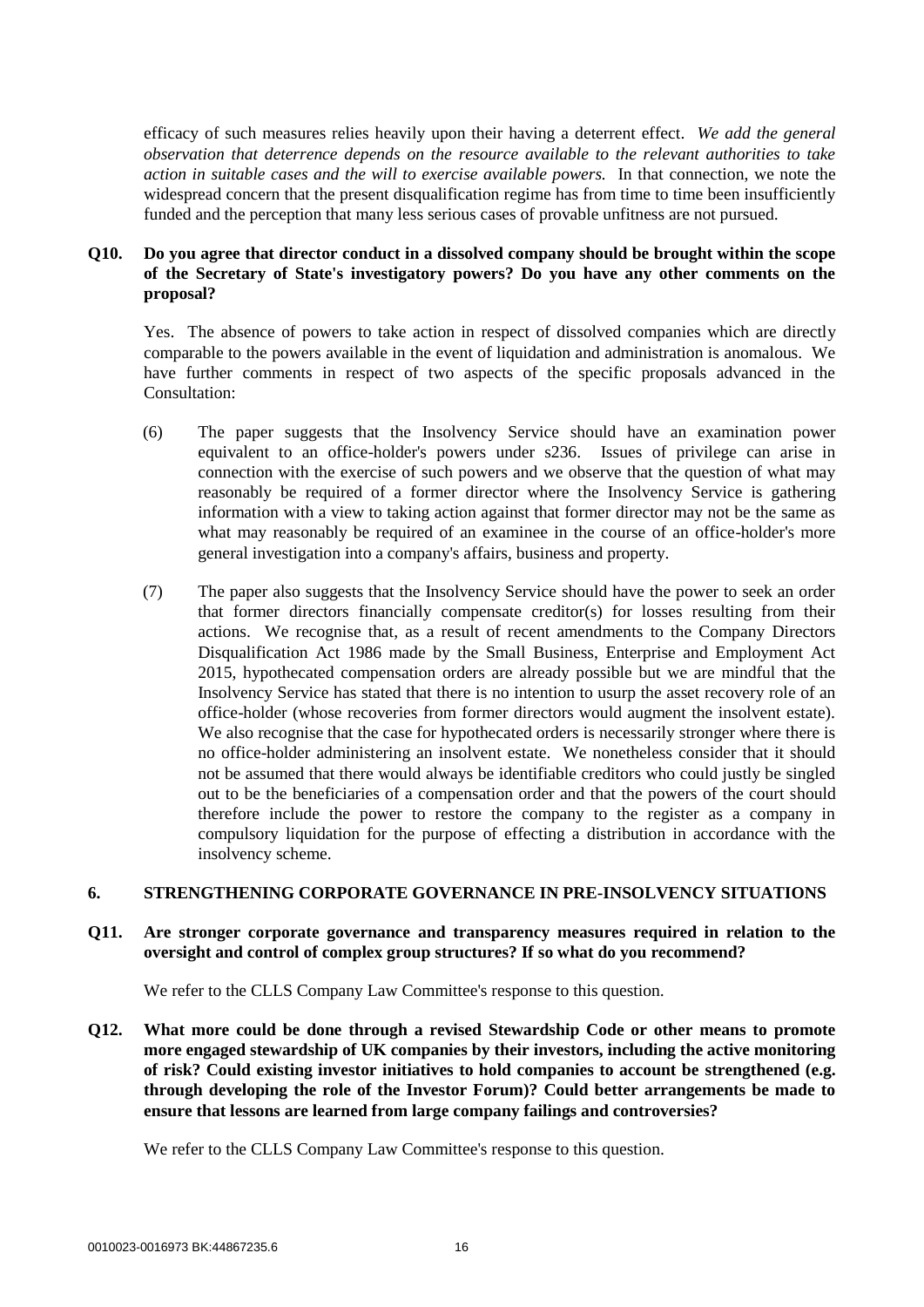efficacy of such measures relies heavily upon their having a deterrent effect. *We add the general observation that deterrence depends on the resource available to the relevant authorities to take action in suitable cases and the will to exercise available powers.* In that connection, we note the widespread concern that the present disqualification regime has from time to time been insufficiently funded and the perception that many less serious cases of provable unfitness are not pursued.

**Q10. Do you agree that director conduct in a dissolved company should be brought within the scope of the Secretary of State's investigatory powers? Do you have any other comments on the proposal?**

Yes. The absence of powers to take action in respect of dissolved companies which are directly comparable to the powers available in the event of liquidation and administration is anomalous. We have further comments in respect of two aspects of the specific proposals advanced in the Consultation:

(6) The paper suggests that the Insolvency Service should have an examination power equivalent to an office-holder's powers under s236. Issues of privilege can arise in connection with the exercise of such powers and we observe that the question of what may reasonably be required of a former director where the Insolvency Service is gathering information with a view to taking action against that former director may not be the same as what may reasonably be required of an examinee in the course of an office-holder's more general investigation into a company's affairs, business and property.

(7) The paper also suggests that the Insolvency Service should have the power to seek an order that former directors financially compensate creditor(s) for losses resulting from their actions. We recognise that, as a result of recent amendments to the Company Directors Disqualification Act 1986 made by the Small Business, Enterprise and Employment Act 2015, hypothecated compensation orders are already possible but we are mindful that the Insolvency Service has stated that there is no intention to usurp the asset recovery role of an office-holder (whose recoveries from former directors would augment the insolvent estate). We also recognise that the case for hypothecated orders is necessarily stronger where there is no office-holder administering an insolvent estate. We nonetheless consider that it should not be assumed that there would always be identifiable creditors who could justly be singled out to be the beneficiaries of a compensation order and that the powers of the court should therefore include the power to restore the company to the register as a company in compulsory liquidation for the purpose of effecting a distribution in accordance with the insolvency scheme.

## 6. STRENGTHENING CORPORATE GOVERNANCE IN PRE-INSOLVENCY SITUATIONS

**Q11. Are stronger corporate governance and transparency measures required in relation to the oversight and control of complex group structures? If so what do you recommend?**

We refer to the CLLS Company Law Committee's response to this question.

**Q12. What more could be done through a revised Stewardship Code or other means to promote more engaged stewardship of UK companies by their investors, including the active monitoring of risk? Could existing investor initiatives to hold companies to account be strengthened (e.g. through developing the role of the Investor Forum)? Could better arrangements be made to ensure that lessons are learned from large company failings and controversies?**

We refer to the CLLS Company Law Committee's response to this question.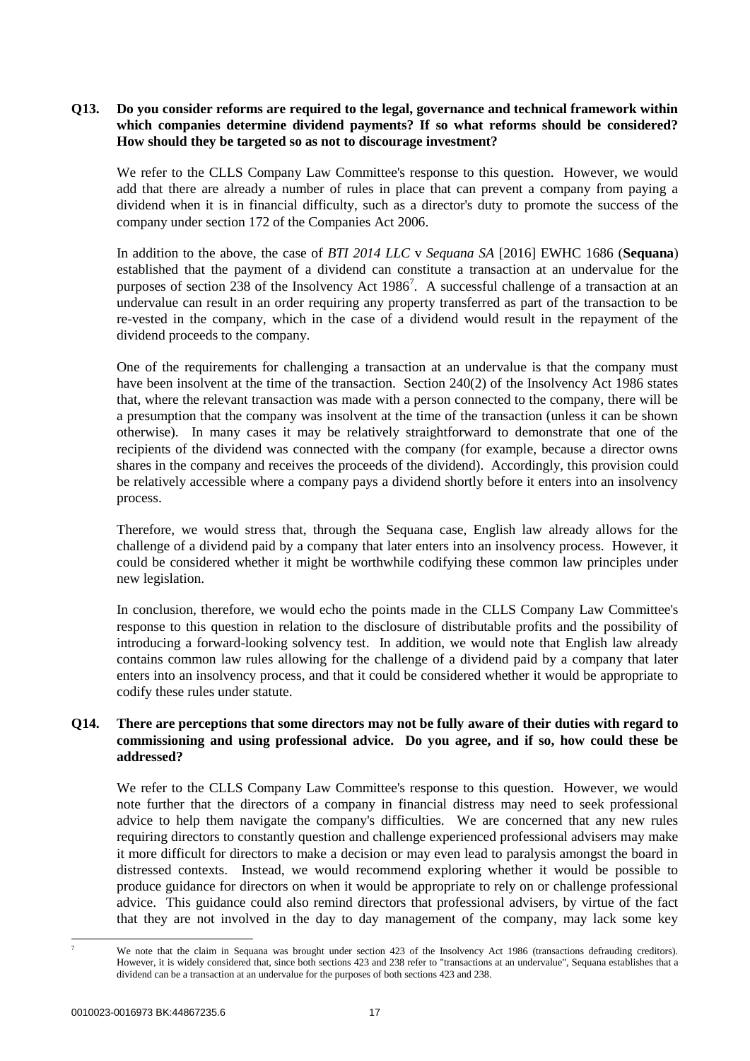**Q13. Do you consider reforms are required to the legal, governance and technical framework within which companies determine dividend payments? If so what reforms should be considered? How should they be targeted so as not to discourage investment?**

We refer to the CLLS Company Law Committee's response to this question. However, we would add that there are already a number of rules in place that can prevent a company from paying a dividend when it is in financial difficulty, such as a director's duty to promote the success of the company under section 172 of the Companies Act 2006.

In addition to the above, the case of *BTI 2014 LLC* v *Sequana SA* [2016] EWHC 1686 (**Sequana**) established that the payment of a dividend can constitute a transaction at an undervalue for the purposes of section 238 of the Insolvency Act 1986[7]. A successful challenge of a transaction at an undervalue can result in an order requiring any property transferred as part of the transaction to be re-vested in the company, which in the case of a dividend would result in the repayment of the dividend proceeds to the company.

One of the requirements for challenging a transaction at an undervalue is that the company must have been insolvent at the time of the transaction. Section 240(2) of the Insolvency Act 1986 states that, where the relevant transaction was made with a person connected to the company, there will be a presumption that the company was insolvent at the time of the transaction (unless it can be shown otherwise). In many cases it may be relatively straightforward to demonstrate that one of the recipients of the dividend was connected with the company (for example, because a director owns shares in the company and receives the proceeds of the dividend). Accordingly, this provision could be relatively accessible where a company pays a dividend shortly before it enters into an insolvency process.

Therefore, we would stress that, through the Sequana case, English law already allows for the challenge of a dividend paid by a company that later enters into an insolvency process. However, it could be considered whether it might be worthwhile codifying these common law principles under new legislation.

In conclusion, therefore, we would echo the points made in the CLLS Company Law Committee's response to this question in relation to the disclosure of distributable profits and the possibility of introducing a forward-looking solvency test. In addition, we would note that English law already contains common law rules allowing for the challenge of a dividend paid by a company that later enters into an insolvency process, and that it could be considered whether it would be appropriate to codify these rules under statute.

**Q14. There are perceptions that some directors may not be fully aware of their duties with regard to commissioning and using professional advice. Do you agree, and if so, how could these be addressed?**

We refer to the CLLS Company Law Committee's response to this question. However, we would note further that the directors of a company in financial distress may need to seek professional advice to help them navigate the company's difficulties. We are concerned that any new rules requiring directors to constantly question and challenge experienced professional advisers may make it more difficult for directors to make a decision or may even lead to paralysis amongst the board in distressed contexts. Instead, we would recommend exploring whether it would be possible to produce guidance for directors on when it would be appropriate to rely on or challenge professional advice. This guidance could also remind directors that professional advisers, by virtue of the fact that they are not involved in the day to day management of the company, may lack some key

---

[7] We note that the claim in Sequana was brought under section 423 of the Insolvency Act 1986 (transactions defrauding creditors). However, it is widely considered that, since both sections 423 and 238 refer to "transactions at an undervalue", Sequana establishes that a dividend can be a transaction at an undervalue for the purposes of both sections 423 and 238.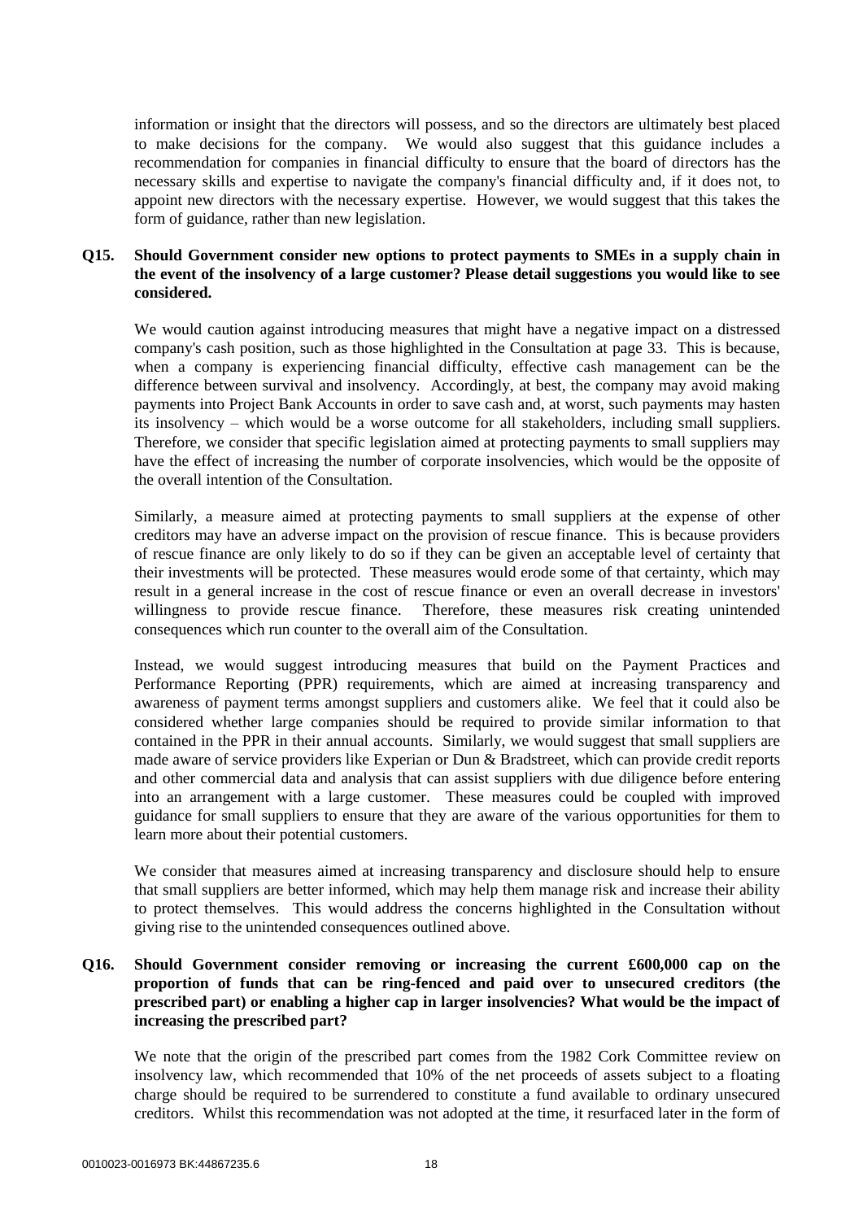information or insight that the directors will possess, and so the directors are ultimately best placed to make decisions for the company. We would also suggest that this guidance includes a recommendation for companies in financial difficulty to ensure that the board of directors has the necessary skills and expertise to navigate the company's financial difficulty and, if it does not, to appoint new directors with the necessary expertise. However, we would suggest that this takes the form of guidance, rather than new legislation.

**Q15. Should Government consider new options to protect payments to SMEs in a supply chain in the event of the insolvency of a large customer? Please detail suggestions you would like to see considered.**

We would caution against introducing measures that might have a negative impact on a distressed company's cash position, such as those highlighted in the Consultation at page 33. This is because, when a company is experiencing financial difficulty, effective cash management can be the difference between survival and insolvency. Accordingly, at best, the company may avoid making payments into Project Bank Accounts in order to save cash and, at worst, such payments may hasten its insolvency – which would be a worse outcome for all stakeholders, including small suppliers. Therefore, we consider that specific legislation aimed at protecting payments to small suppliers may have the effect of increasing the number of corporate insolvencies, which would be the opposite of the overall intention of the Consultation.

Similarly, a measure aimed at protecting payments to small suppliers at the expense of other creditors may have an adverse impact on the provision of rescue finance. This is because providers of rescue finance are only likely to do so if they can be given an acceptable level of certainty that their investments will be protected. These measures would erode some of that certainty, which may result in a general increase in the cost of rescue finance or even an overall decrease in investors' willingness to provide rescue finance. Therefore, these measures risk creating unintended consequences which run counter to the overall aim of the Consultation.

Instead, we would suggest introducing measures that build on the Payment Practices and Performance Reporting (PPR) requirements, which are aimed at increasing transparency and awareness of payment terms amongst suppliers and customers alike. We feel that it could also be considered whether large companies should be required to provide similar information to that contained in the PPR in their annual accounts. Similarly, we would suggest that small suppliers are made aware of service providers like Experian or Dun & Bradstreet, which can provide credit reports and other commercial data and analysis that can assist suppliers with due diligence before entering into an arrangement with a large customer. These measures could be coupled with improved guidance for small suppliers to ensure that they are aware of the various opportunities for them to learn more about their potential customers.

We consider that measures aimed at increasing transparency and disclosure should help to ensure that small suppliers are better informed, which may help them manage risk and increase their ability to protect themselves. This would address the concerns highlighted in the Consultation without giving rise to the unintended consequences outlined above.

**Q16. Should Government consider removing or increasing the current £600,000 cap on the proportion of funds that can be ring-fenced and paid over to unsecured creditors (the prescribed part) or enabling a higher cap in larger insolvencies? What would be the impact of increasing the prescribed part?**

We note that the origin of the prescribed part comes from the 1982 Cork Committee review on insolvency law, which recommended that 10% of the net proceeds of assets subject to a floating charge should be required to be surrendered to constitute a fund available to ordinary unsecured creditors. Whilst this recommendation was not adopted at the time, it resurfaced later in the form of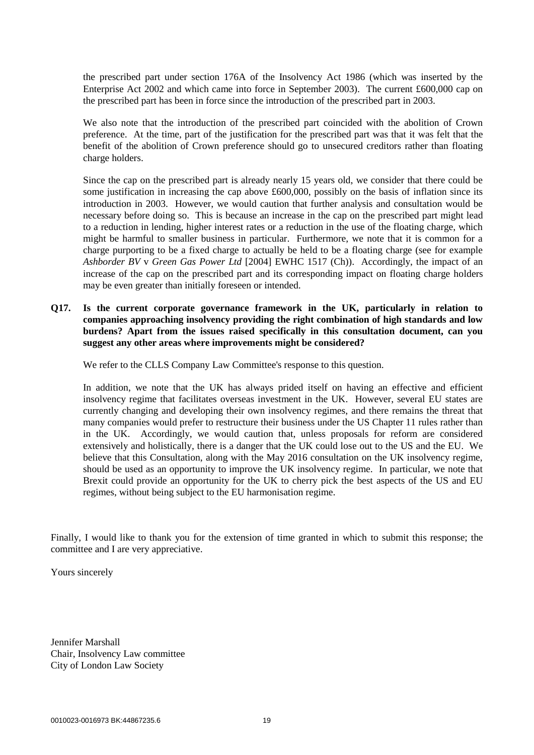the prescribed part under section 176A of the Insolvency Act 1986 (which was inserted by the Enterprise Act 2002 and which came into force in September 2003). The current £600,000 cap on the prescribed part has been in force since the introduction of the prescribed part in 2003.

We also note that the introduction of the prescribed part coincided with the abolition of Crown preference. At the time, part of the justification for the prescribed part was that it was felt that the benefit of the abolition of Crown preference should go to unsecured creditors rather than floating charge holders.

Since the cap on the prescribed part is already nearly 15 years old, we consider that there could be some justification in increasing the cap above £600,000, possibly on the basis of inflation since its introduction in 2003. However, we would caution that further analysis and consultation would be necessary before doing so. This is because an increase in the cap on the prescribed part might lead to a reduction in lending, higher interest rates or a reduction in the use of the floating charge, which might be harmful to smaller business in particular. Furthermore, we note that it is common for a charge purporting to be a fixed charge to actually be held to be a floating charge (see for example *Ashborder BV* v *Green Gas Power Ltd* [2004] EWHC 1517 (Ch)). Accordingly, the impact of an increase of the cap on the prescribed part and its corresponding impact on floating charge holders may be even greater than initially foreseen or intended.

**Q17. Is the current corporate governance framework in the UK, particularly in relation to companies approaching insolvency providing the right combination of high standards and low burdens? Apart from the issues raised specifically in this consultation document, can you suggest any other areas where improvements might be considered?**

We refer to the CLLS Company Law Committee's response to this question.

In addition, we note that the UK has always prided itself on having an effective and efficient insolvency regime that facilitates overseas investment in the UK. However, several EU states are currently changing and developing their own insolvency regimes, and there remains the threat that many companies would prefer to restructure their business under the US Chapter 11 rules rather than in the UK. Accordingly, we would caution that, unless proposals for reform are considered extensively and holistically, there is a danger that the UK could lose out to the US and the EU. We believe that this Consultation, along with the May 2016 consultation on the UK insolvency regime, should be used as an opportunity to improve the UK insolvency regime. In particular, we note that Brexit could provide an opportunity for the UK to cherry pick the best aspects of the US and EU regimes, without being subject to the EU harmonisation regime.

Finally, I would like to thank you for the extension of time granted in which to submit this response; the committee and I are very appreciative.

Yours sincerely

Jennifer Marshall
Chair, Insolvency Law committee
City of London Law Society

0010023-0016973 BK:44867235.6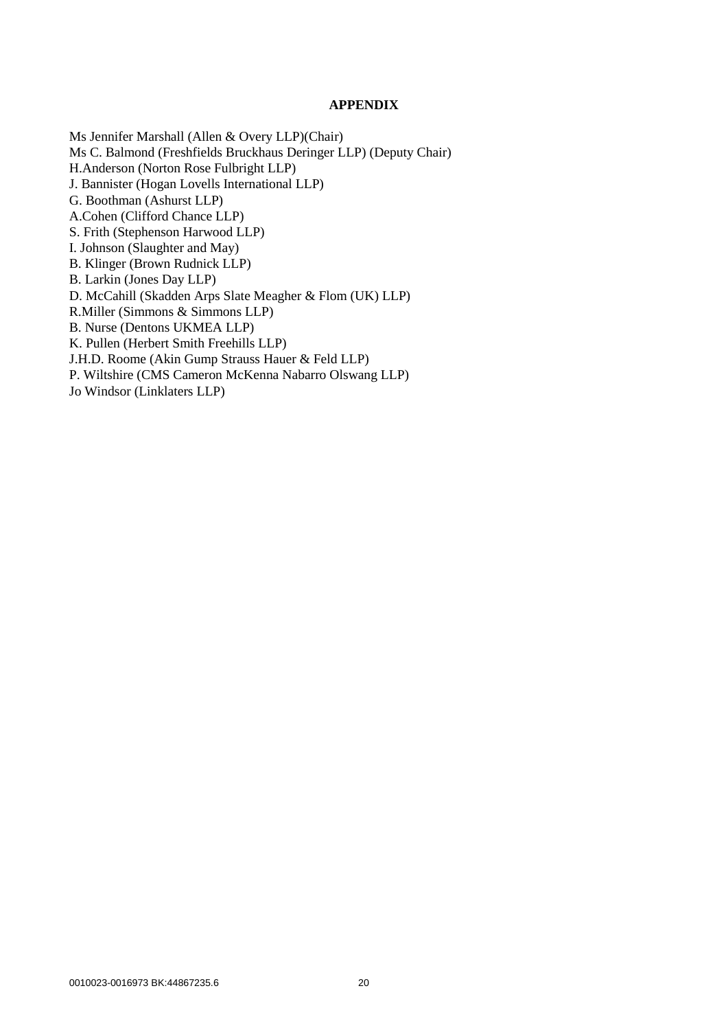**APPENDIX**

Ms Jennifer Marshall (Allen & Overy LLP)(Chair)
Ms C. Balmond (Freshfields Bruckhaus Deringer LLP) (Deputy Chair)
H.Anderson (Norton Rose Fulbright LLP)
J. Bannister (Hogan Lovells International LLP)
G. Boothman (Ashurst LLP)
A.Cohen (Clifford Chance LLP)
S. Frith (Stephenson Harwood LLP)
I. Johnson (Slaughter and May)
B. Klinger (Brown Rudnick LLP)
B. Larkin (Jones Day LLP)
D. McCahill (Skadden Arps Slate Meagher & Flom (UK) LLP)
R.Miller (Simmons & Simmons LLP)
B. Nurse (Dentons UKMEA LLP)
K. Pullen (Herbert Smith Freehills LLP)
J.H.D. Roome (Akin Gump Strauss Hauer & Feld LLP)
P. Wiltshire (CMS Cameron McKenna Nabarro Olswang LLP)
Jo Windsor (Linklaters LLP)

0010023-0016973 BK:44867235.6